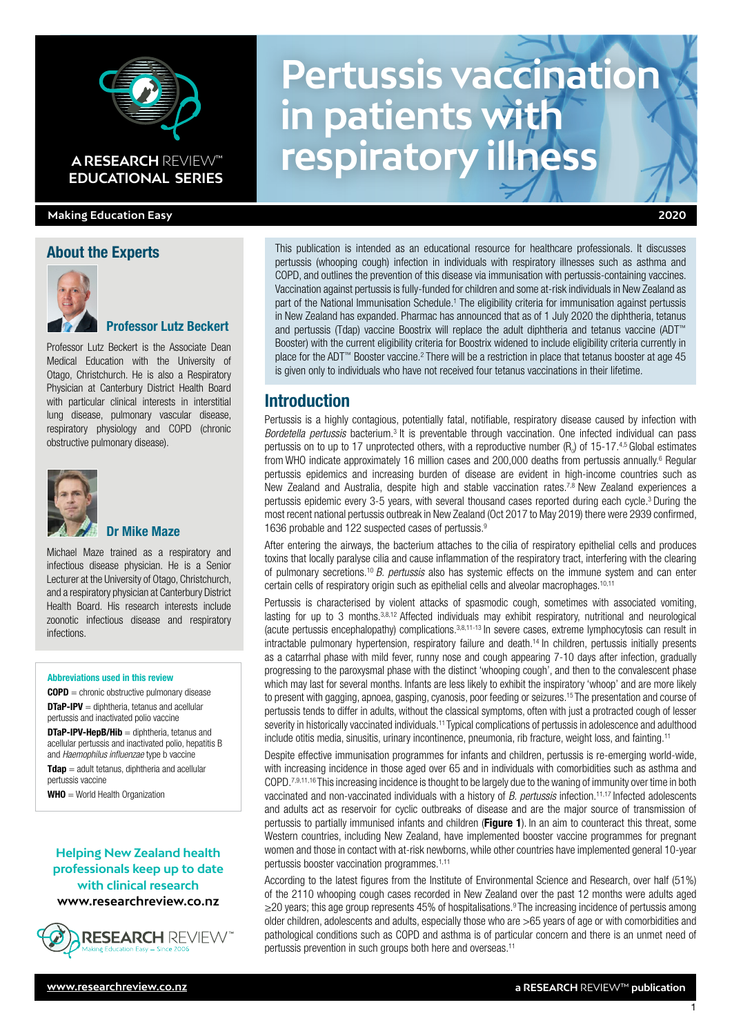# Pertussis vaccination in patients with respiratory illness

A RESEARCH REVIEW™ EDUCATIONAL SERIES

Making Education Easy

2020

## About the Experts

### Professor Lutz Beckert

Professor Lutz Beckert is the Associate Dean Medical Education with the University of Otago, Christchurch. He is also a Respiratory Physician at Canterbury District Health Board with particular clinical interests in interstitial lung disease, pulmonary vascular disease, respiratory physiology and COPD (chronic obstructive pulmonary disease).

### Dr Mike Maze

Michael Maze trained as a respiratory and infectious disease physician. He is a Senior Lecturer at the University of Otago, Christchurch, and a respiratory physician at Canterbury District Health Board. His research interests include zoonotic infectious disease and respiratory infections.

### Abbreviations used in this review

**COPD** = chronic obstructive pulmonary disease

**DTaP-IPV** = diphtheria, tetanus and acellular pertussis and inactivated polio vaccine

**DTaP-IPV-HepB/Hib** = diphtheria, tetanus and acellular pertussis and inactivated polio, hepatitis B and *Haemophilus influenzae* type b vaccine

**Tdap** = adult tetanus, diphtheria and acellular pertussis vaccine

**WHO** = World Health Organization

Helping New Zealand health professionals keep up to date with clinical research

www.researchreview.co.nz

This publication is intended as an educational resource for healthcare professionals. It discusses pertussis (whooping cough) infection in individuals with respiratory illnesses such as asthma and COPD, and outlines the prevention of this disease via immunisation with pertussis-containing vaccines. Vaccination against pertussis is fully-funded for children and some at-risk individuals in New Zealand as part of the National Immunisation Schedule.[1] The eligibility criteria for immunisation against pertussis in New Zealand has expanded. Pharmac has announced that as of 1 July 2020 the diphtheria, tetanus and pertussis (Tdap) vaccine Boostrix will replace the adult diphtheria and tetanus vaccine (ADT™ Booster) with the current eligibility criteria for Boostrix widened to include eligibility criteria currently in place for the ADT™ Booster vaccine.[2] There will be a restriction in place that tetanus booster at age 45 is given only to individuals who have not received four tetanus vaccinations in their lifetime.

## Introduction

Pertussis is a highly contagious, potentially fatal, notifiable, respiratory disease caused by infection with *Bordetella pertussis* bacterium.[3] It is preventable through vaccination. One infected individual can pass pertussis on to up to 17 unprotected others, with a reproductive number ($R_0$) of 15-17.[4,5] Global estimates from WHO indicate approximately 16 million cases and 200,000 deaths from pertussis annually.[6] Regular pertussis epidemics and increasing burden of disease are evident in high-income countries such as New Zealand and Australia, despite high and stable vaccination rates.[7,8] New Zealand experiences a pertussis epidemic every 3-5 years, with several thousand cases reported during each cycle.[3] During the most recent national pertussis outbreak in New Zealand (Oct 2017 to May 2019) there were 2939 confirmed, 1636 probable and 122 suspected cases of pertussis.[9]

After entering the airways, the bacterium attaches to the cilia of respiratory epithelial cells and produces toxins that locally paralyse cilia and cause inflammation of the respiratory tract, interfering with the clearing of pulmonary secretions.[10] *B. pertussis* also has systemic effects on the immune system and can enter certain cells of respiratory origin such as epithelial cells and alveolar macrophages.[10,11]

Pertussis is characterised by violent attacks of spasmodic cough, sometimes with associated vomiting, lasting for up to 3 months.[3,8,12] Affected individuals may exhibit respiratory, nutritional and neurological (acute pertussis encephalopathy) complications.[3,8,11-13] In severe cases, extreme lymphocytosis can result in intractable pulmonary hypertension, respiratory failure and death.[14] In children, pertussis initially presents as a catarrhal phase with mild fever, runny nose and cough appearing 7-10 days after infection, gradually progressing to the paroxysmal phase with the distinct 'whooping cough', and then to the convalescent phase which may last for several months. Infants are less likely to exhibit the inspiratory 'whoop' and are more likely to present with gagging, apnoea, gasping, cyanosis, poor feeding or seizures.[15] The presentation and course of pertussis tends to differ in adults, without the classical symptoms, often with just a protracted cough of lesser severity in historically vaccinated individuals.[11] Typical complications of pertussis in adolescence and adulthood include otitis media, sinusitis, urinary incontinence, pneumonia, rib fracture, weight loss, and fainting.[11]

Despite effective immunisation programmes for infants and children, pertussis is re-emerging world-wide, with increasing incidence in those aged over 65 and in individuals with comorbidities such as asthma and COPD.[7,9,11,16] This increasing incidence is thought to be largely due to the waning of immunity over time in both vaccinated and non-vaccinated individuals with a history of *B. pertussis* infection.[11,17] Infected adolescents and adults act as reservoir for cyclic outbreaks of disease and are the major source of transmission of pertussis to partially immunised infants and children (**Figure 1**). In an aim to counteract this threat, some Western countries, including New Zealand, have implemented booster vaccine programmes for pregnant women and those in contact with at-risk newborns, while other countries have implemented general 10-year pertussis booster vaccination programmes.[1,11]

According to the latest figures from the Institute of Environmental Science and Research, over half (51%) of the 2110 whooping cough cases recorded in New Zealand over the past 12 months were adults aged ≥20 years; this age group represents 45% of hospitalisations.[9] The increasing incidence of pertussis among older children, adolescents and adults, especially those who are >65 years of age or with comorbidities and pathological conditions such as COPD and asthma is of particular concern and there is an unmet need of pertussis prevention in such groups both here and overseas.[11]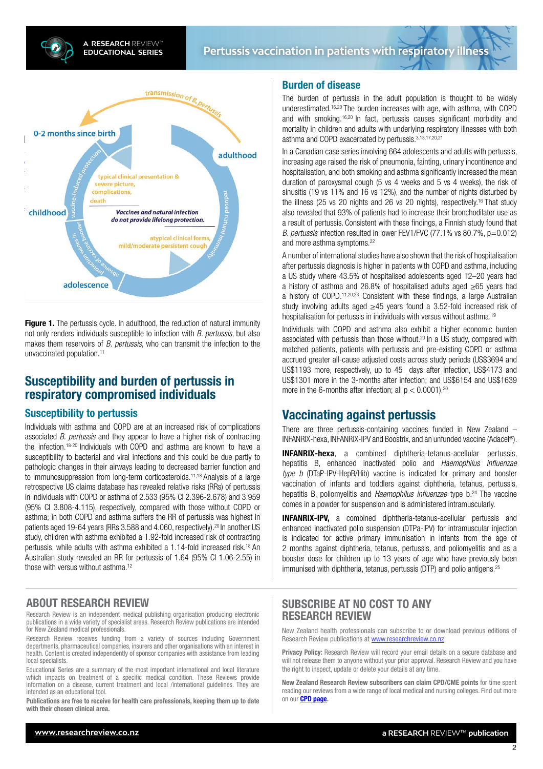Figure 1. The pertussis cycle. In adulthood, the reduction of natural immunity not only renders individuals susceptible to infection with *B. pertussis*, but also makes them reservoirs of *B. pertussis*, who can transmit the infection to the unvaccinated population.[11]

## Susceptibility and burden of pertussis in respiratory compromised individuals

### Susceptibility to pertussis

Individuals with asthma and COPD are at an increased risk of complications associated *B. pertussis* and they appear to have a higher risk of contracting the infection.[18-20] Individuals with COPD and asthma are known to have a susceptibility to bacterial and viral infections and this could be due partly to pathologic changes in their airways leading to decreased barrier function and to immunosuppression from long-term corticosteroids.[11,18] Analysis of a large retrospective US claims database has revealed relative risks (RRs) of pertussis in individuals with COPD or asthma of 2.533 (95% CI 2.396-2.678) and 3.959 (95% CI 3.808-4.115), respectively, compared with those without COPD or asthma; in both COPD and asthma suffers the RR of pertussis was highest in patients aged 19-64 years (RRs 3.588 and 4.060, respectively).[20] In another US study, children with asthma exhibited a 1.92-fold increased risk of contracting pertussis, while adults with asthma exhibited a 1.14-fold increased risk.[18] An Australian study revealed an RR for pertussis of 1.64 (95% CI 1.06-2.55) in those with versus without asthma.[12]

### Burden of disease

The burden of pertussis in the adult population is thought to be widely underestimated.[16,20] The burden increases with age, with asthma, with COPD and with smoking.[16,20] In fact, pertussis causes significant morbidity and mortality in children and adults with underlying respiratory illnesses with both asthma and COPD exacerbated by pertussis.[3,13,17,20,21]

In a Canadian case series involving 664 adolescents and adults with pertussis, increasing age raised the risk of pneumonia, fainting, urinary incontinence and hospitalisation, and both smoking and asthma significantly increased the mean duration of paroxysmal cough (5 vs 4 weeks and 5 vs 4 weeks), the risk of sinusitis (19 vs 11% and 16 vs 12%), and the number of nights disturbed by the illness (25 vs 20 nights and 26 vs 20 nights), respectively.[16] That study also revealed that 93% of patients had to increase their bronchodilator use as a result of pertussis. Consistent with these findings, a Finnish study found that *B. pertussis* infection resulted in lower FEV1/FVC (77.1% vs 80.7%, p=0.012) and more asthma symptoms.[22]

A number of international studies have also shown that the risk of hospitalisation after pertussis diagnosis is higher in patients with COPD and asthma, including a US study where 43.5% of hospitalised adolescents aged 12–20 years had a history of asthma and 26.8% of hospitalised adults aged ≥65 years had a history of COPD.[11,20,23] Consistent with these findings, a large Australian study involving adults aged ≥45 years found a 3.52-fold increased risk of hospitalisation for pertussis in individuals with versus without asthma.[19]

Individuals with COPD and asthma also exhibit a higher economic burden associated with pertussis than those without.[20] In a US study, compared with matched patients, patients with pertussis and pre-existing COPD or asthma accrued greater all-cause adjusted costs across study periods (US$3694 and US$1193 more, respectively, up to 45 days after infection, US$4173 and US$1301 more in the 3-months after infection; and US$6154 and US$1639 more in the 6-months after infection; all $p < 0.0001$).[20]

## Vaccinating against pertussis

There are three pertussis-containing vaccines funded in New Zealand – INFANRIX-hexa, INFANRIX-IPV and Boostrix, and an unfunded vaccine (Adacel®).

**INFANRIX-hexa**, a combined diphtheria-tetanus-acellular pertussis, hepatitis B, enhanced inactivated polio and *Haemophilus influenzae type b* (DTaP-IPV-HepB/Hib) vaccine is indicated for primary and booster vaccination of infants and toddlers against diphtheria, tetanus, pertussis, hepatitis B, poliomyelitis and *Haemophilus influenzae* type b.[24] The vaccine comes in a powder for suspension and is administered intramuscularly.

**INFANRIX-IPV,** a combined diphtheria-tetanus-acellular pertussis and enhanced inactivated polio suspension (DTPa-IPV) for intramuscular injection is indicated for active primary immunisation in infants from the age of 2 months against diphtheria, tetanus, pertussis, and poliomyelitis and as a booster dose for children up to 13 years of age who have previously been immunised with diphtheria, tetanus, pertussis (DTP) and polio antigens.[25]

## ABOUT RESEARCH REVIEW

Research Review is an independent medical publishing organisation producing electronic publications in a wide variety of specialist areas. Research Review publications are intended for New Zealand medical professionals.

Research Review receives funding from a variety of sources including Government departments, pharmaceutical companies, insurers and other organisations with an interest in health. Content is created independently of sponsor companies with assistance from leading local specialists.

Educational Series are a summary of the most important international and local literature which impacts on treatment of a specific medical condition. These Reviews provide information on a disease, current treatment and local /international guidelines. They are intended as an educational tool.

**Publications are free to receive for health care professionals, keeping them up to date with their chosen clinical area.**

## SUBSCRIBE AT NO COST TO ANY RESEARCH REVIEW

New Zealand health professionals can subscribe to or download previous editions of Research Review publications at www.researchreview.co.nz

**Privacy Policy:** Research Review will record your email details on a secure database and will not release them to anyone without your prior approval. Research Review and you have the right to inspect, update or delete your details at any time.

**New Zealand Research Review subscribers can claim CPD/CME points** for time spent reading our reviews from a wide range of local medical and nursing colleges. Find out more on our **CPD page**.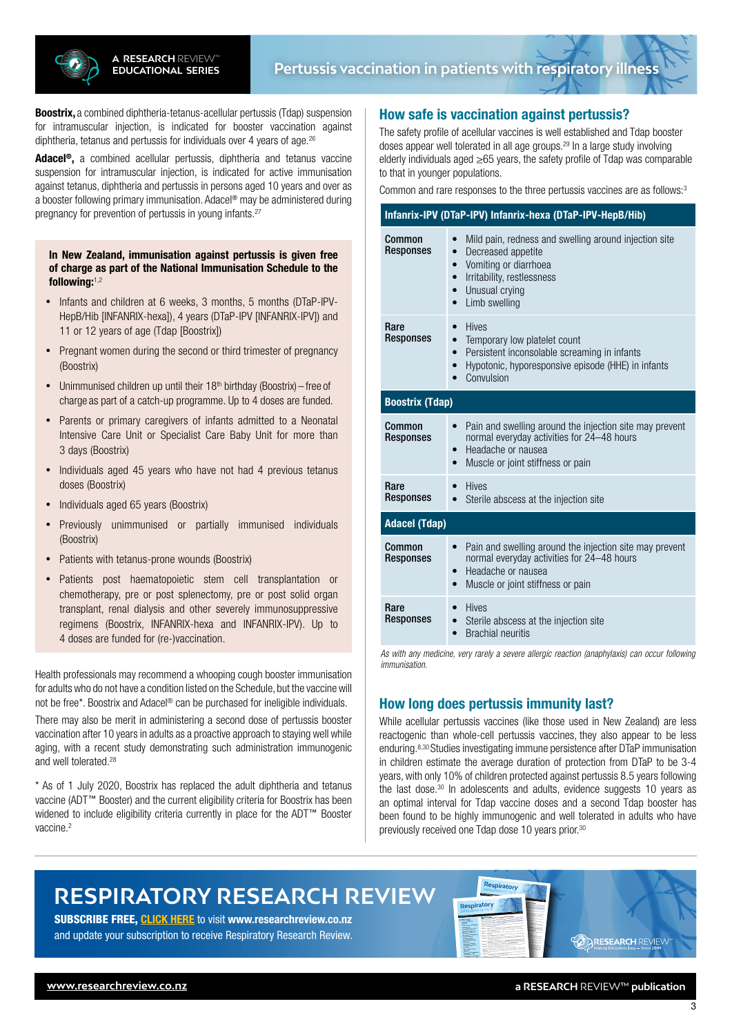**Boostrix,** a combined diphtheria-tetanus-acellular pertussis (Tdap) suspension for intramuscular injection, is indicated for booster vaccination against diphtheria, tetanus and pertussis for individuals over 4 years of age.[26]

**Adacel®,** a combined acellular pertussis, diphtheria and tetanus vaccine suspension for intramuscular injection, is indicated for active immunisation against tetanus, diphtheria and pertussis in persons aged 10 years and over as a booster following primary immunisation. Adacel® may be administered during pregnancy for prevention of pertussis in young infants.[27]

**In New Zealand, immunisation against pertussis is given free of charge as part of the National Immunisation Schedule to the following:**[1,2]

- Infants and children at 6 weeks, 3 months, 5 months (DTaP-IPV-HepB/Hib [INFANRIX-hexa]), 4 years (DTaP-IPV [INFANRIX-IPV]) and 11 or 12 years of age (Tdap [Boostrix])
- Pregnant women during the second or third trimester of pregnancy (Boostrix)
- Unimmunised children up until their 18th birthday (Boostrix) – free of charge as part of a catch-up programme. Up to 4 doses are funded.
- Parents or primary caregivers of infants admitted to a Neonatal Intensive Care Unit or Specialist Care Baby Unit for more than 3 days (Boostrix)
- Individuals aged 45 years who have not had 4 previous tetanus doses (Boostrix)
- Individuals aged 65 years (Boostrix)
- Previously unimmunised or partially immunised individuals (Boostrix)
- Patients with tetanus-prone wounds (Boostrix)
- Patients post haematopoietic stem cell transplantation or chemotherapy, pre or post splenectomy, pre or post solid organ transplant, renal dialysis and other severely immunosuppressive regimens (Boostrix, INFANRIX-hexa and INFANRIX-IPV). Up to 4 doses are funded for (re-)vaccination.

Health professionals may recommend a whooping cough booster immunisation for adults who do not have a condition listed on the Schedule, but the vaccine will not be free*. Boostrix and Adacel® can be purchased for ineligible individuals.

There may also be merit in administering a second dose of pertussis booster vaccination after 10 years in adults as a proactive approach to staying well while aging, with a recent study demonstrating such administration immunogenic and well tolerated.[28]

\* As of 1 July 2020, Boostrix has replaced the adult diphtheria and tetanus vaccine (ADT™ Booster) and the current eligibility criteria for Boostrix has been widened to include eligibility criteria currently in place for the ADT™ Booster vaccine.[2]

## How safe is vaccination against pertussis?

The safety profile of acellular vaccines is well established and Tdap booster doses appear well tolerated in all age groups.[29] In a large study involving elderly individuals aged ≥65 years, the safety profile of Tdap was comparable to that in younger populations.

Common and rare responses to the three pertussis vaccines are as follows:[3]

| Infanrix-IPV (DTaP-IPV) Infanrix-hexa (DTaP-IPV-HepB/Hib) | |
|---|---|
| Common Responses | • Mild pain, redness and swelling around injection site<br>• Decreased appetite<br>• Vomiting or diarrhoea<br>• Irritability, restlessness<br>• Unusual crying<br>• Limb swelling |
| Rare Responses | • Hives<br>• Temporary low platelet count<br>• Persistent inconsolable screaming in infants<br>• Hypotonic, hyporesponsive episode (HHE) in infants<br>• Convulsion |
| **Boostrix (Tdap)** | |
| Common Responses | • Pain and swelling around the injection site may prevent normal everyday activities for 24–48 hours<br>• Headache or nausea<br>• Muscle or joint stiffness or pain |
| Rare Responses | • Hives<br>• Sterile abscess at the injection site |
| **Adacel (Tdap)** | |
| Common Responses | • Pain and swelling around the injection site may prevent normal everyday activities for 24–48 hours<br>• Headache or nausea<br>• Muscle or joint stiffness or pain |
| Rare Responses | • Hives<br>• Sterile abscess at the injection site<br>• Brachial neuritis |

*As with any medicine, very rarely a severe allergic reaction (anaphylaxis) can occur following immunisation.*

## How long does pertussis immunity last?

While acellular pertussis vaccines (like those used in New Zealand) are less reactogenic than whole-cell pertussis vaccines, they also appear to be less enduring.[8,30] Studies investigating immune persistence after DTaP immunisation in children estimate the average duration of protection from DTaP to be 3-4 years, with only 10% of children protected against pertussis 8.5 years following the last dose.[30] In adolescents and adults, evidence suggests 10 years as an optimal interval for Tdap vaccine doses and a second Tdap booster has been found to be highly immunogenic and well tolerated in adults who have previously received one Tdap dose 10 years prior.[30]

## RESPIRATORY RESEARCH REVIEW

**SUBSCRIBE FREE, CLICK HERE** to visit **www.researchreview.co.nz** and update your subscription to receive Respiratory Research Review.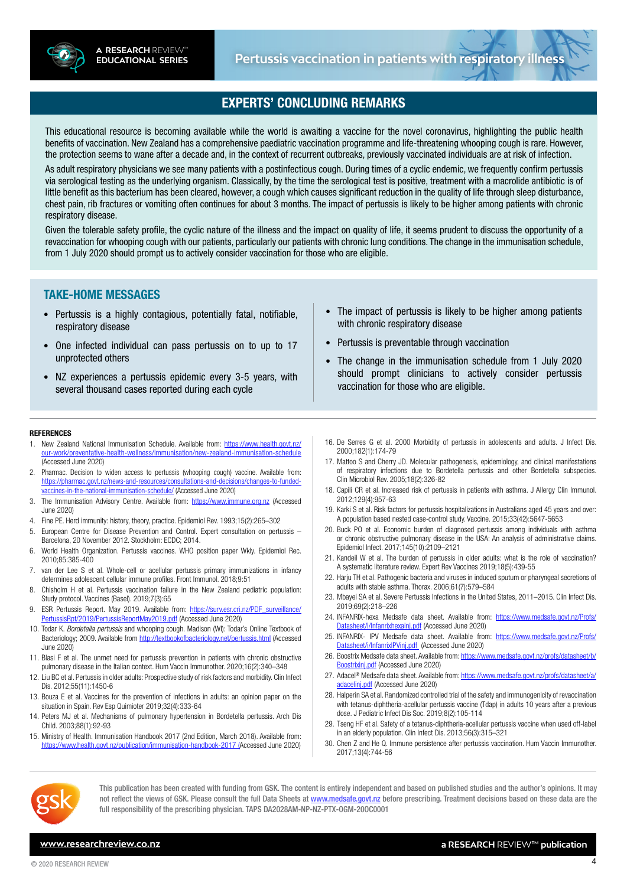## EXPERTS' CONCLUDING REMARKS

This educational resource is becoming available while the world is awaiting a vaccine for the novel coronavirus, highlighting the public health benefits of vaccination. New Zealand has a comprehensive paediatric vaccination programme and life-threatening whooping cough is rare. However, the protection seems to wane after a decade and, in the context of recurrent outbreaks, previously vaccinated individuals are at risk of infection.

As adult respiratory physicians we see many patients with a postinfectious cough. During times of a cyclic endemic, we frequently confirm pertussis via serological testing as the underlying organism. Classically, by the time the serological test is positive, treatment with a macrolide antibiotic is of little benefit as this bacterium has been cleared, however, a cough which causes significant reduction in the quality of life through sleep disturbance, chest pain, rib fractures or vomiting often continues for about 3 months. The impact of pertussis is likely to be higher among patients with chronic respiratory disease.

Given the tolerable safety profile, the cyclic nature of the illness and the impact on quality of life, it seems prudent to discuss the opportunity of a revaccination for whooping cough with our patients, particularly our patients with chronic lung conditions. The change in the immunisation schedule, from 1 July 2020 should prompt us to actively consider vaccination for those who are eligible.

## TAKE-HOME MESSAGES

- Pertussis is a highly contagious, potentially fatal, notifiable, respiratory disease
- One infected individual can pass pertussis on to up to 17 unprotected others
- NZ experiences a pertussis epidemic every 3-5 years, with several thousand cases reported during each cycle
- The impact of pertussis is likely to be higher among patients with chronic respiratory disease
- Pertussis is preventable through vaccination
- The change in the immunisation schedule from 1 July 2020 should prompt clinicians to actively consider pertussis vaccination for those who are eligible.

### REFERENCES

1. New Zealand National Immunisation Schedule. Available from: https://www.health.govt.nz/our-work/preventative-health-wellness/immunisation/new-zealand-immunisation-schedule (Accessed June 2020)
2. Pharmac. Decision to widen access to pertussis (whooping cough) vaccine. Available from: https://pharmac.govt.nz/news-and-resources/consultations-and-decisions/changes-to-funded-vaccines-in-the-national-immunisation-schedule/ (Accessed June 2020)
3. The Immunisation Advisory Centre. Available from: https://www.immune.org.nz (Accessed June 2020)
4. Fine PE. Herd immunity: history, theory, practice. Epidemiol Rev. 1993;15(2):265–302
5. European Centre for Disease Prevention and Control. Expert consultation on pertussis – Barcelona, 20 November 2012. Stockholm: ECDC; 2014.
6. World Health Organization. Pertussis vaccines. WHO position paper Wkly. Epidemiol Rec. 2010;85:385-400
7. van der Lee S et al. Whole-cell or acellular pertussis primary immunizations in infancy determines adolescent cellular immune profiles. Front Immunol. 2018;9:51
8. Chisholm H et al. Pertussis vaccination failure in the New Zealand pediatric population: Study protocol. Vaccines (Basel). 2019;7(3):65
9. ESR Pertussis Report. May 2019. Available from: https://surv.esr.cri.nz/PDF_surveillance/PertussisRpt/2019/PertussisReportMay2019.pdf (Accessed June 2020)
10. Todar K. *Bordetella pertussis* and whooping cough. Madison (WI): Todar's Online Textbook of Bacteriology; 2009. Available from http://textbookofbacteriology.net/pertussis.html (Accessed June 2020)
11. Blasi F et al. The unmet need for pertussis prevention in patients with chronic obstructive pulmonary disease in the Italian context. Hum Vaccin Immunother. 2020;16(2):340–348
12. Liu BC et al. Pertussis in older adults: Prospective study of risk factors and morbidity. Clin Infect Dis. 2012;55(11):1450-6
13. Bouza E et al. Vaccines for the prevention of infections in adults: an opinion paper on the situation in Spain. Rev Esp Quimioter 2019;32(4):333-64
14. Peters MJ et al. Mechanisms of pulmonary hypertension in Bordetella pertussis. Arch Dis Child. 2003;88(1):92-93
15. Ministry of Health. Immunisation Handbook 2017 (2nd Edition, March 2018). Available from: https://www.health.govt.nz/publication/immunisation-handbook-2017 (Accessed June 2020)
16. De Serres G et al. 2000 Morbidity of pertussis in adolescents and adults. J Infect Dis. 2000;182(1):174-79
17. Mattoo S and Cherry JD. Molecular pathogenesis, epidemiology, and clinical manifestations of respiratory infections due to Bordetella pertussis and other Bordetella subspecies. Clin Microbiol Rev. 2005;18(2):326-82
18. Capili CR et al. Increased risk of pertussis in patients with asthma. J Allergy Clin Immunol. 2012;129(4):957-63
19. Karki S et al. Risk factors for pertussis hospitalizations in Australians aged 45 years and over: A population based nested case-control study. Vaccine. 2015;33(42):5647-5653
20. Buck PO et al. Economic burden of diagnosed pertussis among individuals with asthma or chronic obstructive pulmonary disease in the USA: An analysis of administrative claims. Epidemiol Infect. 2017;145(10):2109–2121
21. Kandeil W et al. The burden of pertussis in older adults: what is the role of vaccination? A systematic literature review. Expert Rev Vaccines 2019;18(5):439-55
22. Harju TH et al. Pathogenic bacteria and viruses in induced sputum or pharyngeal secretions of adults with stable asthma. Thorax. 2006;61(7):579–584
23. Mbayei SA et al. Severe Pertussis Infections in the United States, 2011–2015. Clin Infect Dis. 2019;69(2):218–226
24. INFANRIX-hexa Medsafe data sheet. Available from: https://www.medsafe.govt.nz/Profs/Datasheet/I/Infanrixhexainj.pdf (Accessed June 2020)
25. INFANRIX- IPV Medsafe data sheet. Available from: https://www.medsafe.govt.nz/Profs/Datasheet/i/InfanrixIPVinj.pdf (Accessed June 2020)
26. Boostrix Medsafe data sheet. Available from: https://www.medsafe.govt.nz/profs/datasheet/b/Boostrixinj.pdf (Accessed June 2020)
27. Adacel® Medsafe data sheet. Available from: https://www.medsafe.govt.nz/profs/datasheet/a/adacelinj.pdf (Accessed June 2020)
28. Halperin SA et al. Randomized controlled trial of the safety and immunogenicity of revaccination with tetanus-diphtheria-acellular pertussis vaccine (Tdap) in adults 10 years after a previous dose. J Pediatric Infect Dis Soc. 2019;8(2):105-114
29. Tseng HF et al. Safety of a tetanus-diphtheria-acellular pertussis vaccine when used off-label in an elderly population. Clin Infect Dis. 2013;56(3):315–321
30. Chen Z and He Q. Immune persistence after pertussis vaccination. Hum Vaccin Immunother. 2017;13(4):744-56

This publication has been created with funding from GSK. The content is entirely independent and based on published studies and the author's opinions. It may not reflect the views of GSK. Please consult the full Data Sheets at www.medsafe.govt.nz before prescribing. Treatment decisions based on these data are the full responsibility of the prescribing physician. TAPS DA2028AM-NP-NZ-PTX-OGM-20OC0001